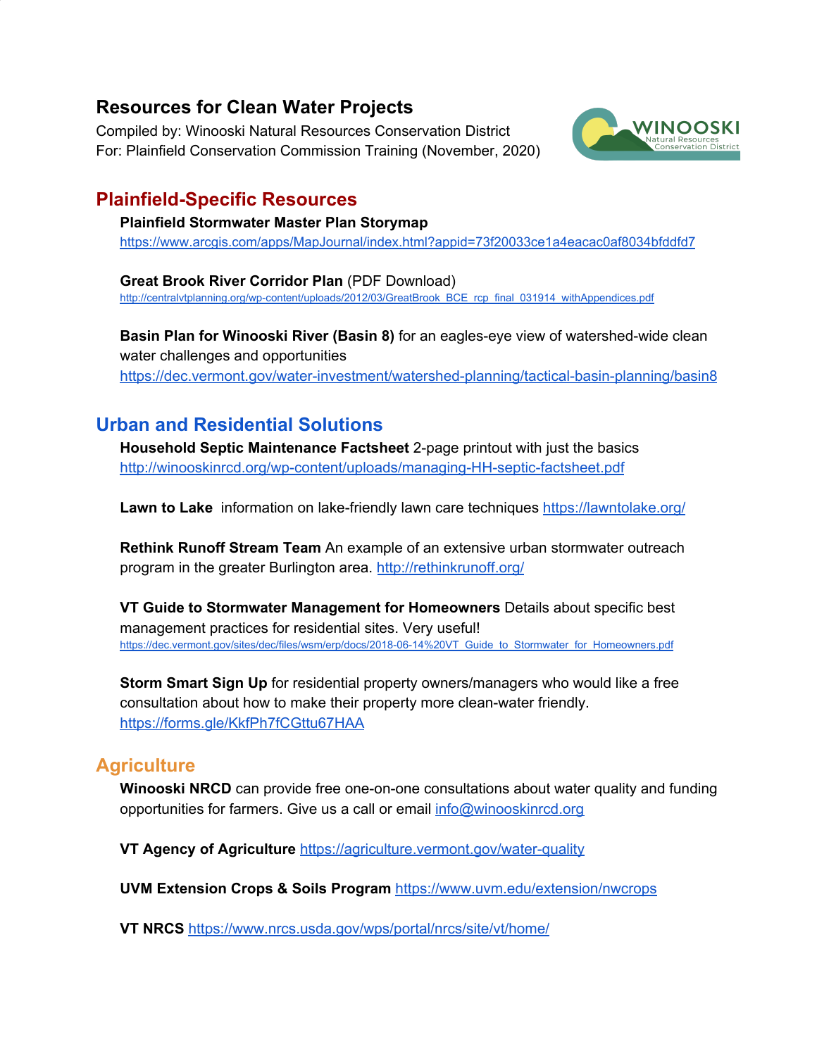# Resources for Clean Water Projects

Compiled by: Winooski Natural Resources Conservation District
For: Plainfield Conservation Commission Training (November, 2020)

## Plainfield-Specific Resources

**Plainfield Stormwater Master Plan Storymap**
https://www.arcgis.com/apps/MapJournal/index.html?appid=73f20033ce1a4eacac0af8034bfddfd7

**Great Brook River Corridor Plan** (PDF Download)
http://centralvtplanning.org/wp-content/uploads/2012/03/GreatBrook_BCE_rcp_final_031914_withAppendices.pdf

**Basin Plan for Winooski River (Basin 8)** for an eagles-eye view of watershed-wide clean water challenges and opportunities
https://dec.vermont.gov/water-investment/watershed-planning/tactical-basin-planning/basin8

## Urban and Residential Solutions

**Household Septic Maintenance Factsheet** 2-page printout with just the basics
http://winooskinrcd.org/wp-content/uploads/managing-HH-septic-factsheet.pdf

**Lawn to Lake** information on lake-friendly lawn care techniques https://lawntolake.org/

**Rethink Runoff Stream Team** An example of an extensive urban stormwater outreach program in the greater Burlington area. http://rethinkrunoff.org/

**VT Guide to Stormwater Management for Homeowners** Details about specific best management practices for residential sites. Very useful!
https://dec.vermont.gov/sites/dec/files/wsm/erp/docs/2018-06-14%20VT_Guide_to_Stormwater_for_Homeowners.pdf

**Storm Smart Sign Up** for residential property owners/managers who would like a free consultation about how to make their property more clean-water friendly.
https://forms.gle/KkfPh7fCGttu67HAA

## Agriculture

**Winooski NRCD** can provide free one-on-one consultations about water quality and funding opportunities for farmers. Give us a call or email info@winooskinrcd.org

**VT Agency of Agriculture** https://agriculture.vermont.gov/water-quality

**UVM Extension Crops & Soils Program** https://www.uvm.edu/extension/nwcrops

**VT NRCS** https://www.nrcs.usda.gov/wps/portal/nrcs/site/vt/home/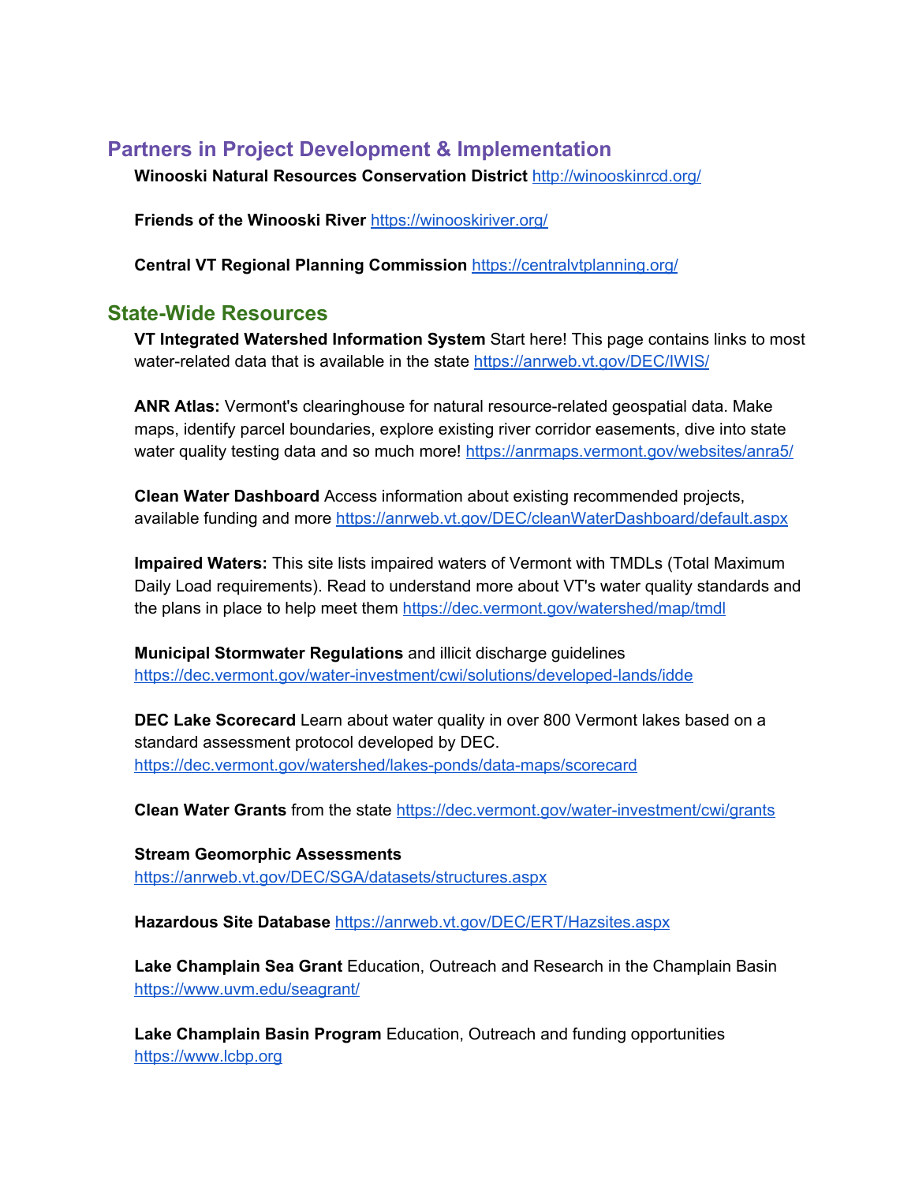## Partners in Project Development & Implementation

**Winooski Natural Resources Conservation District** http://winooskinrcd.org/

**Friends of the Winooski River** https://winooskiriver.org/

**Central VT Regional Planning Commission** https://centralvtplanning.org/

## State-Wide Resources

**VT Integrated Watershed Information System** Start here! This page contains links to most water-related data that is available in the state https://anrweb.vt.gov/DEC/IWIS/

**ANR Atlas:** Vermont's clearinghouse for natural resource-related geospatial data. Make maps, identify parcel boundaries, explore existing river corridor easements, dive into state water quality testing data and so much more! https://anrmaps.vermont.gov/websites/anra5/

**Clean Water Dashboard** Access information about existing recommended projects, available funding and more https://anrweb.vt.gov/DEC/cleanWaterDashboard/default.aspx

**Impaired Waters:** This site lists impaired waters of Vermont with TMDLs (Total Maximum Daily Load requirements). Read to understand more about VT's water quality standards and the plans in place to help meet them https://dec.vermont.gov/watershed/map/tmdl

**Municipal Stormwater Regulations** and illicit discharge guidelines https://dec.vermont.gov/water-investment/cwi/solutions/developed-lands/idde

**DEC Lake Scorecard** Learn about water quality in over 800 Vermont lakes based on a standard assessment protocol developed by DEC. https://dec.vermont.gov/watershed/lakes-ponds/data-maps/scorecard

**Clean Water Grants** from the state https://dec.vermont.gov/water-investment/cwi/grants

**Stream Geomorphic Assessments**
https://anrweb.vt.gov/DEC/SGA/datasets/structures.aspx

**Hazardous Site Database** https://anrweb.vt.gov/DEC/ERT/Hazsites.aspx

**Lake Champlain Sea Grant** Education, Outreach and Research in the Champlain Basin https://www.uvm.edu/seagrant/

**Lake Champlain Basin Program** Education, Outreach and funding opportunities https://www.lcbp.org